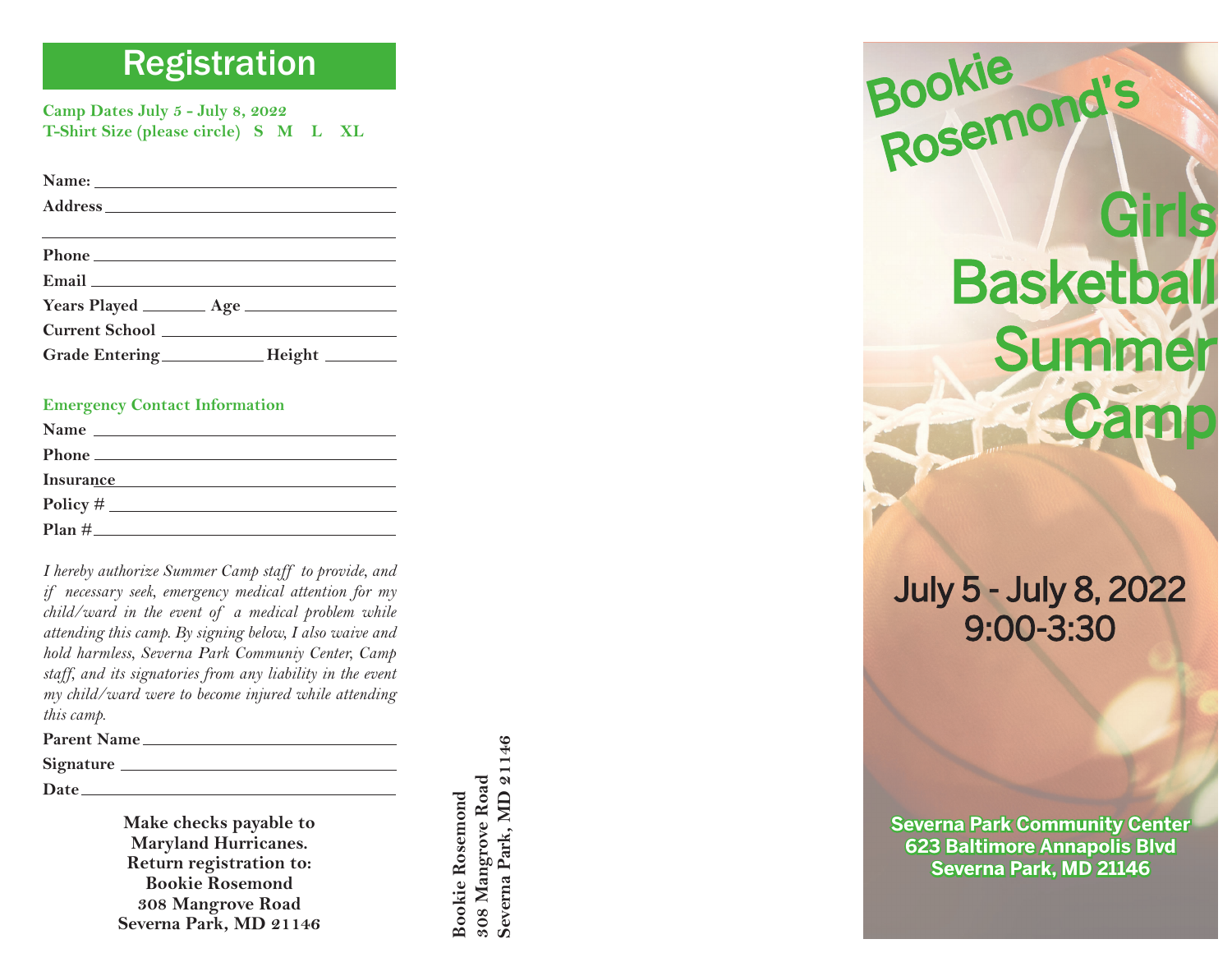## Registration

**Camp Dates July 5 - July 8, 2022**
**T-Shirt Size (please circle) S M L XL**

**Name:** ______________________________
**Address** ______________________________
______________________________
**Phone** ______________________________
**Email** ______________________________
**Years Played** ________ **Age** ______________
**Current School** ______________________________
**Grade Entering** ____________ **Height** ________

**Emergency Contact Information**

**Name** ______________________________
**Phone** ______________________________
**Insurance** ______________________________
**Policy #** ______________________________
**Plan #** ______________________________

*I hereby authorize Summer Camp staff to provide, and if necessary seek, emergency medical attention for my child/ward in the event of a medical problem while attending this camp. By signing below, I also waive and hold harmless, Severna Park Communiy Center, Camp staff, and its signatories from any liability in the event my child/ward were to become injured while attending this camp.*

**Parent Name** ______________________________
**Signature** ______________________________
**Date** ______________________________

**Make checks payable to Maryland Hurricanes.**
**Return registration to:**
**Bookie Rosemond**
**308 Mangrove Road**
**Severna Park, MD 21146**

**Bookie Rosemond**
**308 Mangrove Road**
**Severna Park, MD 21146**

# Bookie Rosemond's

# Girls Basketball Summer Camp

July 5 - July 8, 2022
9:00-3:30

**Severna Park Community Center**
**623 Baltimore Annapolis Blvd**
**Severna Park, MD 21146**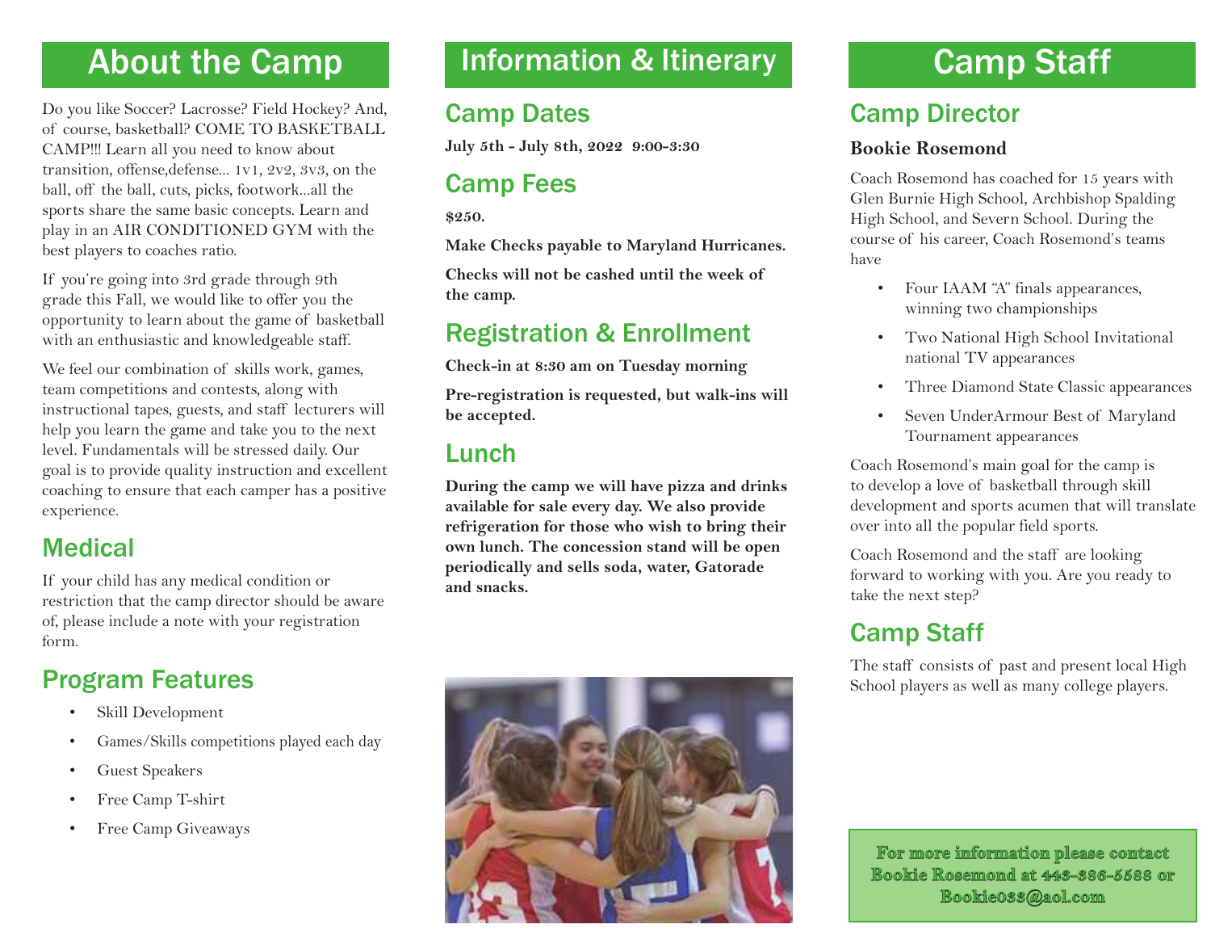# About the Camp

Do you like Soccer? Lacrosse? Field Hockey? And, of course, basketball? COME TO BASKETBALL CAMP!!! Learn all you need to know about transition, offense,defense... 1v1, 2v2, 3v3, on the ball, off the ball, cuts, picks, footwork...all the sports share the same basic concepts. Learn and play in an AIR CONDITIONED GYM with the best players to coaches ratio.

If you're going into 3rd grade through 9th grade this Fall, we would like to offer you the opportunity to learn about the game of basketball with an enthusiastic and knowledgeable staff.

We feel our combination of skills work, games, team competitions and contests, along with instructional tapes, guests, and staff lecturers will help you learn the game and take you to the next level. Fundamentals will be stressed daily. Our goal is to provide quality instruction and excellent coaching to ensure that each camper has a positive experience.

## Medical

If your child has any medical condition or restriction that the camp director should be aware of, please include a note with your registration form.

## Program Features

- Skill Development
- Games/Skills competitions played each day
- Guest Speakers
- Free Camp T-shirt
- Free Camp Giveaways

# Information & Itinerary

## Camp Dates

**July 5th - July 8th, 2022 9:00-3:30**

## Camp Fees

**$250.**

**Make Checks payable to Maryland Hurricanes.**

**Checks will not be cashed until the week of the camp.**

## Registration & Enrollment

**Check-in at 8:30 am on Tuesday morning**

**Pre-registration is requested, but walk-ins will be accepted.**

## Lunch

**During the camp we will have pizza and drinks available for sale every day. We also provide refrigeration for those who wish to bring their own lunch. The concession stand will be open periodically and sells soda, water, Gatorade and snacks.**

# Camp Staff

## Camp Director

**Bookie Rosemond**

Coach Rosemond has coached for 15 years with Glen Burnie High School, Archbishop Spalding High School, and Severn School. During the course of his career, Coach Rosemond's teams have

- Four IAAM "A" finals appearances, winning two championships
- Two National High School Invitational national TV appearances
- Three Diamond State Classic appearances
- Seven UnderArmour Best of Maryland Tournament appearances

Coach Rosemond's main goal for the camp is to develop a love of basketball through skill development and sports acumen that will translate over into all the popular field sports.

Coach Rosemond and the staff are looking forward to working with you. Are you ready to take the next step?

## Camp Staff

The staff consists of past and present local High School players as well as many college players.

**For more information please contact Bookie Rosemond at 443-336-5588 or Bookie033@aol.com**